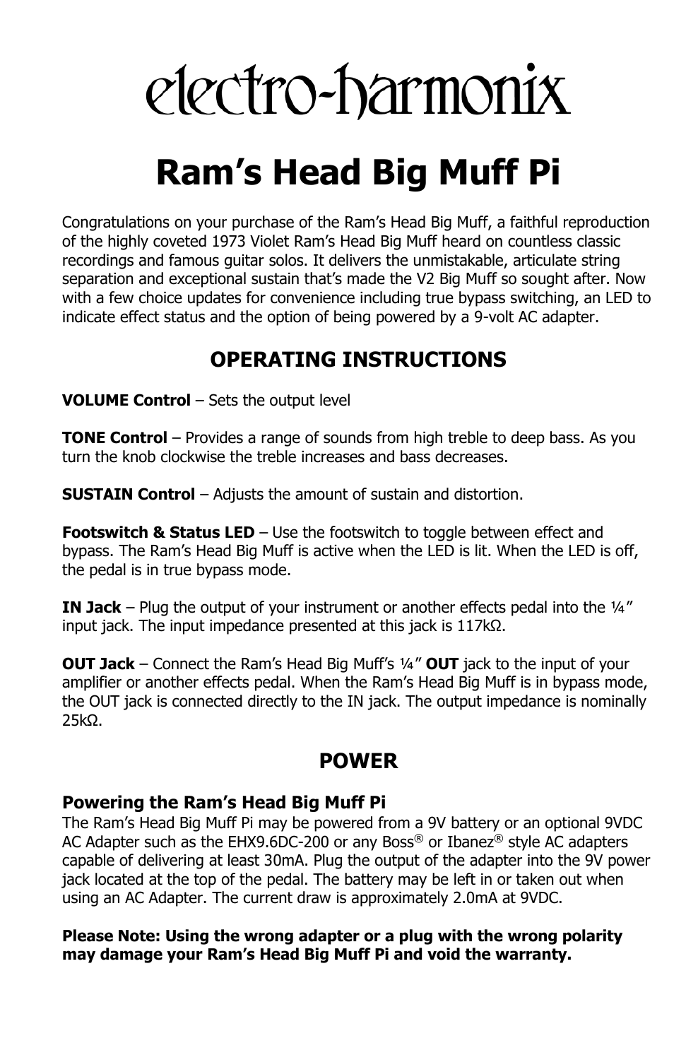# electro-harmonix

# Ram's Head Big Muff Pi

Congratulations on your purchase of the Ram's Head Big Muff, a faithful reproduction of the highly coveted 1973 Violet Ram's Head Big Muff heard on countless classic recordings and famous guitar solos. It delivers the unmistakable, articulate string separation and exceptional sustain that's made the V2 Big Muff so sought after. Now with a few choice updates for convenience including true bypass switching, an LED to indicate effect status and the option of being powered by a 9-volt AC adapter.

## OPERATING INSTRUCTIONS

**VOLUME Control** – Sets the output level

**TONE Control** – Provides a range of sounds from high treble to deep bass. As you turn the knob clockwise the treble increases and bass decreases.

**SUSTAIN Control** – Adjusts the amount of sustain and distortion.

**Footswitch & Status LED** – Use the footswitch to toggle between effect and bypass. The Ram's Head Big Muff is active when the LED is lit. When the LED is off, the pedal is in true bypass mode.

**IN Jack** – Plug the output of your instrument or another effects pedal into the ¼" input jack. The input impedance presented at this jack is 117kΩ.

**OUT Jack** – Connect the Ram's Head Big Muff's ¼" **OUT** jack to the input of your amplifier or another effects pedal. When the Ram's Head Big Muff is in bypass mode, the OUT jack is connected directly to the IN jack. The output impedance is nominally 25kΩ.

## POWER

### Powering the Ram's Head Big Muff Pi

The Ram's Head Big Muff Pi may be powered from a 9V battery or an optional 9VDC AC Adapter such as the EHX9.6DC-200 or any Boss® or Ibanez® style AC adapters capable of delivering at least 30mA. Plug the output of the adapter into the 9V power jack located at the top of the pedal. The battery may be left in or taken out when using an AC Adapter. The current draw is approximately 2.0mA at 9VDC.

**Please Note: Using the wrong adapter or a plug with the wrong polarity may damage your Ram's Head Big Muff Pi and void the warranty.**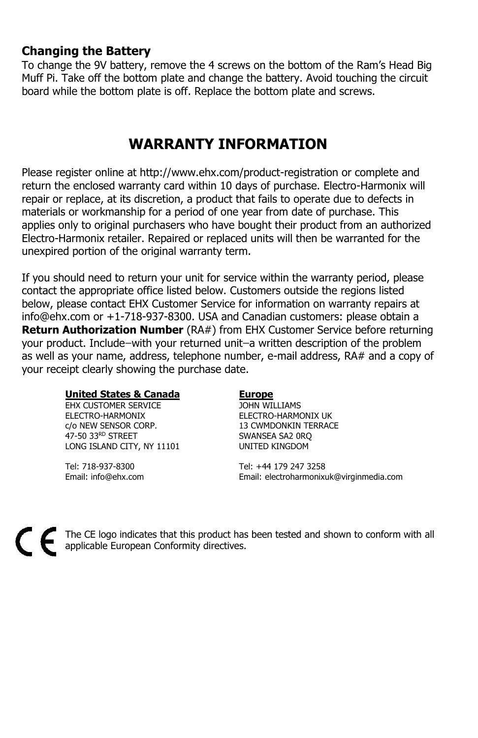## Changing the Battery

To change the 9V battery, remove the 4 screws on the bottom of the Ram's Head Big Muff Pi. Take off the bottom plate and change the battery. Avoid touching the circuit board while the bottom plate is off. Replace the bottom plate and screws.

# WARRANTY INFORMATION

Please register online at http://www.ehx.com/product-registration or complete and return the enclosed warranty card within 10 days of purchase. Electro-Harmonix will repair or replace, at its discretion, a product that fails to operate due to defects in materials or workmanship for a period of one year from date of purchase. This applies only to original purchasers who have bought their product from an authorized Electro-Harmonix retailer. Repaired or replaced units will then be warranted for the unexpired portion of the original warranty term.

If you should need to return your unit for service within the warranty period, please contact the appropriate office listed below. Customers outside the regions listed below, please contact EHX Customer Service for information on warranty repairs at info@ehx.com or +1-718-937-8300. USA and Canadian customers: please obtain a **Return Authorization Number** (RA#) from EHX Customer Service before returning your product. Include–with your returned unit–a written description of the problem as well as your name, address, telephone number, e-mail address, RA# and a copy of your receipt clearly showing the purchase date.

**United States & Canada**
EHX CUSTOMER SERVICE
ELECTRO-HARMONIX
c/o NEW SENSOR CORP.
47-50 33RD STREET
LONG ISLAND CITY, NY 11101

Tel: 718-937-8300
Email: info@ehx.com

**Europe**
JOHN WILLIAMS
ELECTRO-HARMONIX UK
13 CWMDONKIN TERRACE
SWANSEA SA2 0RQ
UNITED KINGDOM

Tel: +44 179 247 3258
Email: electroharmonixuk@virginmedia.com

The CE logo indicates that this product has been tested and shown to conform with all applicable European Conformity directives.